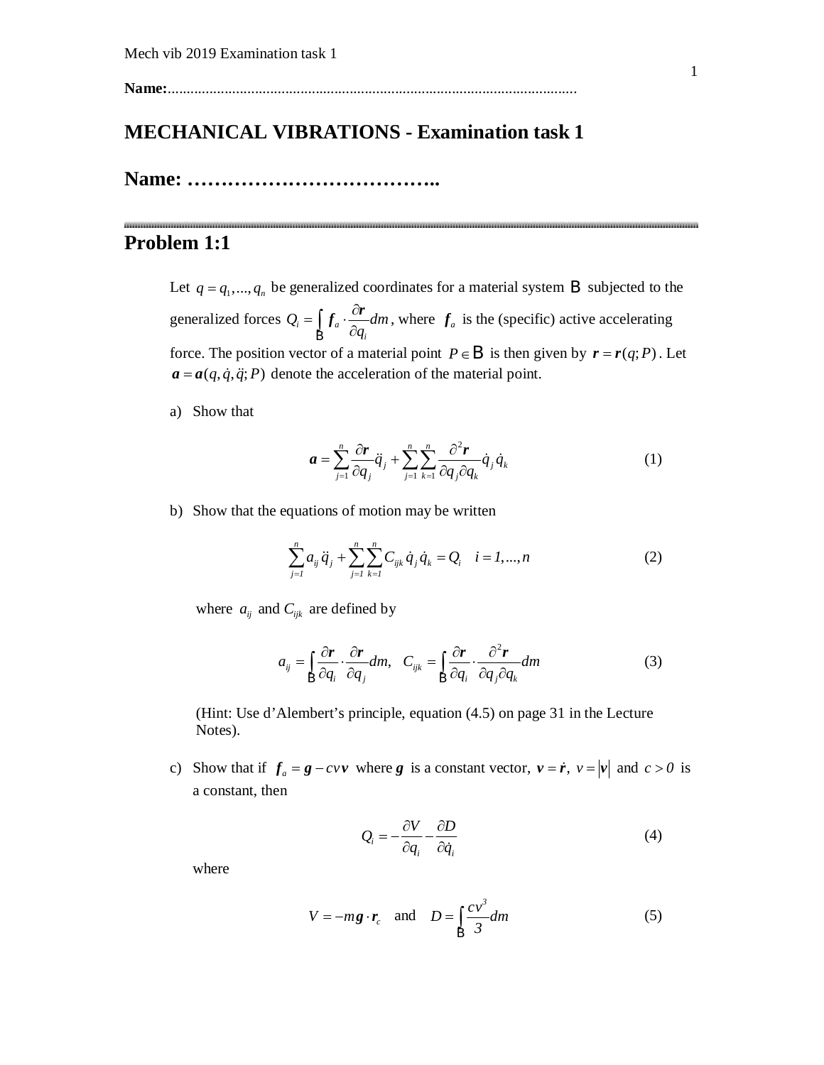**Name:**...........................................................................................................

# MECHANICAL VIBRATIONS - Examination task 1

# Name: ………………………………..

## Problem 1:1

Let $q = q_1, ..., q_n$ be generalized coordinates for a material system $\mathsf{B}$ subjected to the generalized forces $Q_i = \int_{\mathsf{B}} \boldsymbol{f}_a \cdot \frac{\partial \boldsymbol{r}}{\partial q_i} dm$, where $\boldsymbol{f}_a$ is the (specific) active accelerating force. The position vector of a material point $P \in \mathsf{B}$ is then given by $\boldsymbol{r} = \boldsymbol{r}(q; P)$. Let $\boldsymbol{a} = \boldsymbol{a}(q, \dot{q}, \ddot{q}; P)$ denote the acceleration of the material point.

a) Show that

$$\boldsymbol{a} = \sum_{j=1}^{n} \frac{\partial \boldsymbol{r}}{\partial q_j} \ddot{q}_j + \sum_{j=1}^{n} \sum_{k=1}^{n} \frac{\partial^2 \boldsymbol{r}}{\partial q_j \partial q_k} \dot{q}_j \dot{q}_k \tag{1}$$

b) Show that the equations of motion may be written

$$\sum_{j=1}^{n} a_{ij} \ddot{q}_j + \sum_{j=1}^{n} \sum_{k=1}^{n} C_{ijk} \dot{q}_j \dot{q}_k = Q_i \quad i = 1, ..., n \tag{2}$$

where $a_{ij}$ and $C_{ijk}$ are defined by

$$a_{ij} = \int_{\mathsf{B}} \frac{\partial \boldsymbol{r}}{\partial q_i} \cdot \frac{\partial \boldsymbol{r}}{\partial q_j} dm, \quad C_{ijk} = \int_{\mathsf{B}} \frac{\partial \boldsymbol{r}}{\partial q_i} \cdot \frac{\partial^2 \boldsymbol{r}}{\partial q_j \partial q_k} dm \tag{3}$$

(Hint: Use d'Alembert's principle, equation (4.5) on page 31 in the Lecture Notes).

c) Show that if $\boldsymbol{f}_a = \boldsymbol{g} - cv\boldsymbol{v}$ where $\boldsymbol{g}$ is a constant vector, $\boldsymbol{v} = \dot{\boldsymbol{r}}$, $v = |\boldsymbol{v}|$ and $c > 0$ is a constant, then

$$Q_i = -\frac{\partial V}{\partial q_i} - \frac{\partial D}{\partial \dot{q}_i} \tag{4}$$

where

$$V = -m\boldsymbol{g} \cdot \boldsymbol{r}_c \quad \text{and} \quad D = \int_{\mathsf{B}} \frac{cv^3}{3} dm \tag{5}$$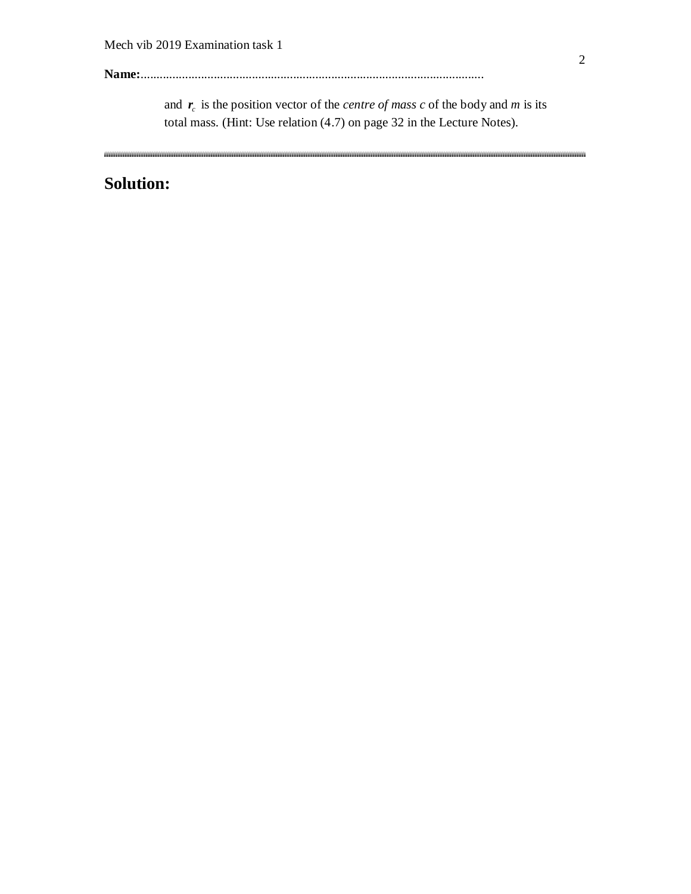and $\boldsymbol{r}_c$ is the position vector of the *centre of mass c* of the body and $m$ is its total mass. (Hint: Use relation (4.7) on page 32 in the Lecture Notes).

---

## Solution: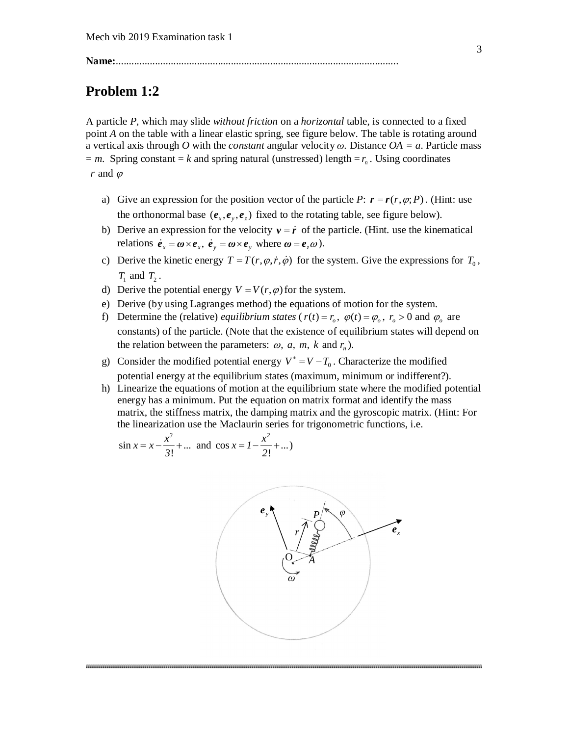**Name:**..........................................................................................................

## Problem 1:2

A particle *P*, which may slide *without friction* on a *horizontal* table, is connected to a fixed point *A* on the table with a linear elastic spring, see figure below. The table is rotating around a vertical axis through *O* with the *constant* angular velocity $\omega$. Distance $OA = a$. Particle mass $= m$. Spring constant $= k$ and spring natural (unstressed) length $= r_n$. Using coordinates $r$ and $\varphi$

a) Give an expression for the position vector of the particle *P*: $\boldsymbol{r} = \boldsymbol{r}(r, \varphi; P)$. (Hint: use the orthonormal base $(\boldsymbol{e}_x, \boldsymbol{e}_y, \boldsymbol{e}_z)$ fixed to the rotating table, see figure below).

b) Derive an expression for the velocity $\boldsymbol{v} = \dot{\boldsymbol{r}}$ of the particle. (Hint. use the kinematical relations $\dot{\boldsymbol{e}}_x = \boldsymbol{\omega} \times \boldsymbol{e}_x$, $\dot{\boldsymbol{e}}_y = \boldsymbol{\omega} \times \boldsymbol{e}_y$ where $\boldsymbol{\omega} = \boldsymbol{e}_z \omega$).

c) Derive the kinetic energy $T = T(r, \varphi, \dot{r}, \dot{\varphi})$ for the system. Give the expressions for $T_0$, $T_1$ and $T_2$.

d) Derive the potential energy $V = V(r, \varphi)$ for the system.

e) Derive (by using Lagranges method) the equations of motion for the system.

f) Determine the (relative) *equilibrium states* ($r(t) = r_o$, $\varphi(t) = \varphi_o$, $r_o > 0$ and $\varphi_o$ are constants) of the particle. (Note that the existence of equilibrium states will depend on the relation between the parameters: $\omega$, $a$, $m$, $k$ and $r_n$).

g) Consider the modified potential energy $V^* = V - T_0$. Characterize the modified potential energy at the equilibrium states (maximum, minimum or indifferent?).

h) Linearize the equations of motion at the equilibrium state where the modified potential energy has a minimum. Put the equation on matrix format and identify the mass matrix, the stiffness matrix, the damping matrix and the gyroscopic matrix. (Hint: For the linearization use the Maclaurin series for trigonometric functions, i.e.

$$\sin x = x - \frac{x^3}{3!} + \ldots \text{ and } \cos x = 1 - \frac{x^2}{2!} + \ldots)$$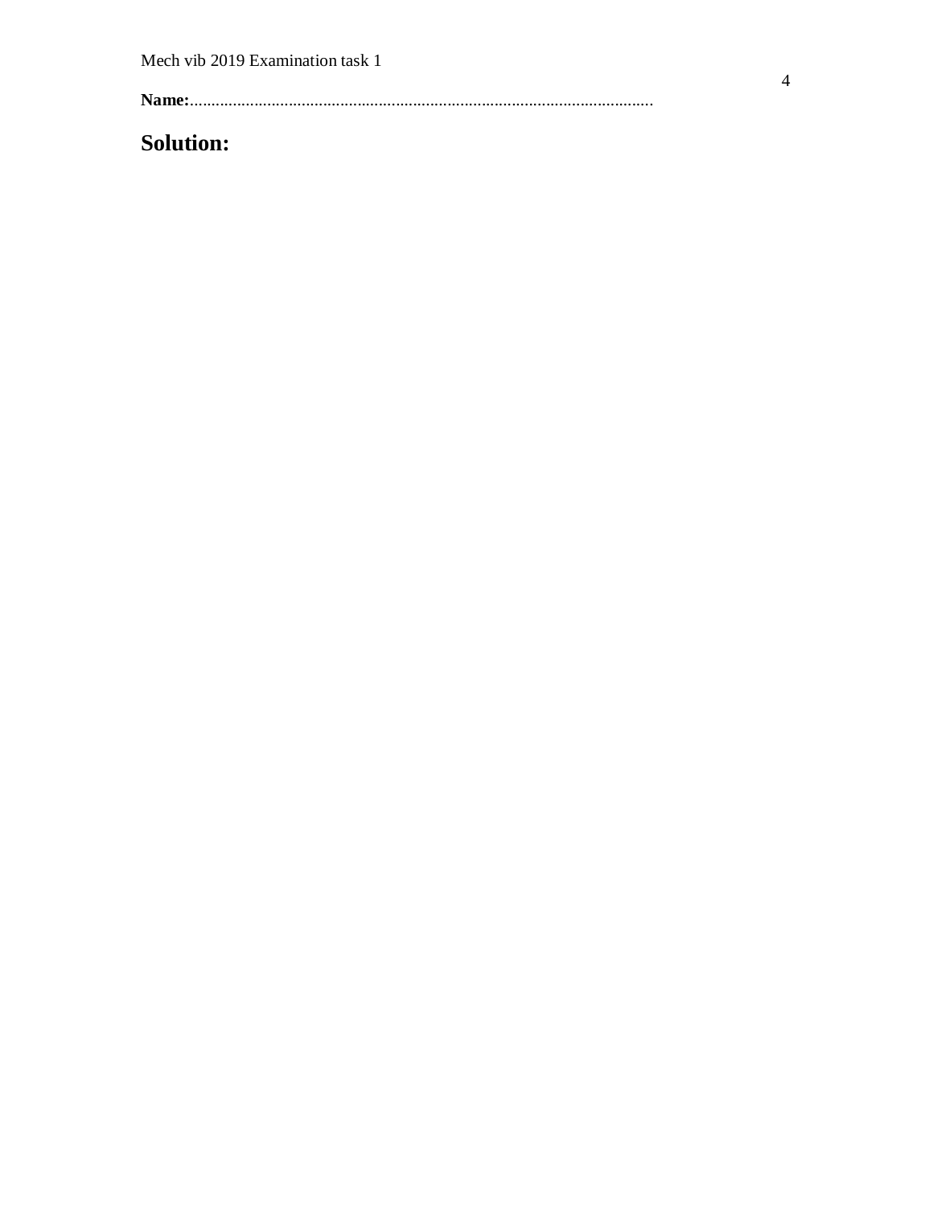**Name:**..........................................................................................................

## Solution: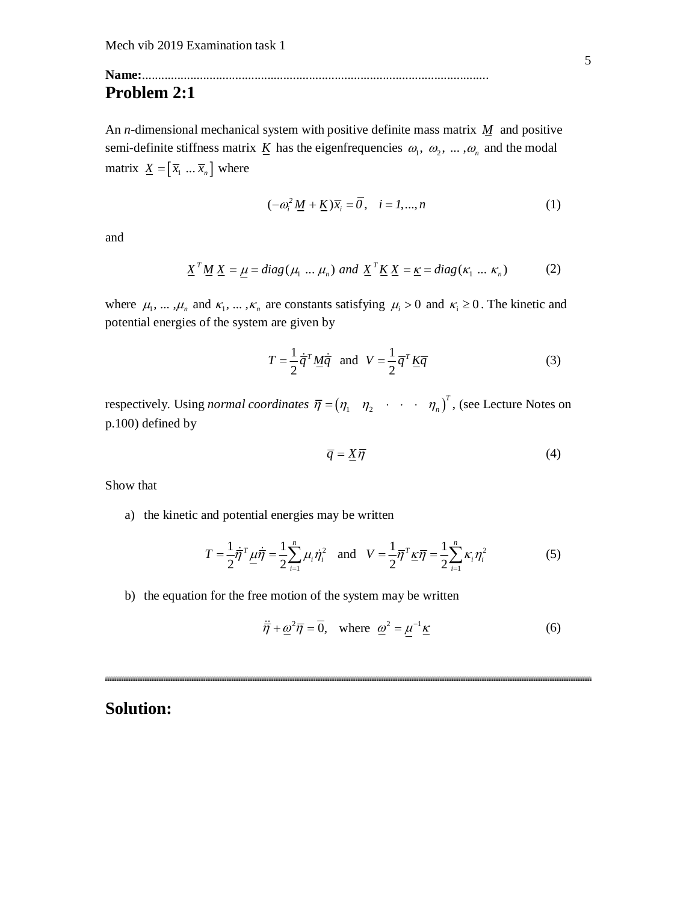**Name:**.............................................................................................................

# Problem 2:1

An $n$-dimensional mechanical system with positive definite mass matrix $\underline{M}$ and positive semi-definite stiffness matrix $\underline{K}$ has the eigenfrequencies $\omega_1,\ \omega_2,\ ...\ ,\omega_n$ and the modal matrix $\underline{X} = \left[\bar{x}_1\ ...\ \bar{x}_n\right]$ where

$$(-\omega_i^2 \underline{M} + \underline{K})\bar{x}_i = \bar{0}, \quad i = 1,...,n \tag{1}$$

and

$$\underline{X}^T \underline{M}\,\underline{X} = \underline{\mu} = diag(\mu_1\ ...\ \mu_n) \ and\ \underline{X}^T \underline{K}\,\underline{X} = \underline{\kappa} = diag(\kappa_1\ ...\ \kappa_n) \tag{2}$$

where $\mu_1, ...\ ,\mu_n$ and $\kappa_1, ...\ ,\kappa_n$ are constants satisfying $\mu_i > 0$ and $\kappa_i \geq 0$. The kinetic and potential energies of the system are given by

$$T = \frac{1}{2}\dot{\bar{q}}^T \underline{M}\dot{\bar{q}} \quad \text{and} \quad V = \frac{1}{2}\bar{q}^T \underline{K}\bar{q} \tag{3}$$

respectively. Using *normal coordinates* $\bar{\eta} = \left(\eta_1 \quad \eta_2 \quad \cdot \quad \cdot \quad \cdot \quad \eta_n\right)^T$, (see Lecture Notes on p.100) defined by

$$\bar{q} = \underline{X}\bar{\eta} \tag{4}$$

Show that

a) the kinetic and potential energies may be written

$$T = \frac{1}{2}\dot{\bar{\eta}}^T \underline{\mu}\dot{\bar{\eta}} = \frac{1}{2}\sum_{i=1}^{n}\mu_i \dot{\eta}_i^2 \quad \text{and} \quad V = \frac{1}{2}\bar{\eta}^T \underline{\kappa}\bar{\eta} = \frac{1}{2}\sum_{i=1}^{n}\kappa_i \eta_i^2 \tag{5}$$

b) the equation for the free motion of the system may be written

$$\ddot{\bar{\eta}} + \underline{\omega}^2 \bar{\eta} = \bar{0}, \quad \text{where} \ \ \underline{\omega}^2 = \underline{\mu}^{-1}\underline{\kappa} \tag{6}$$

---

# Solution: